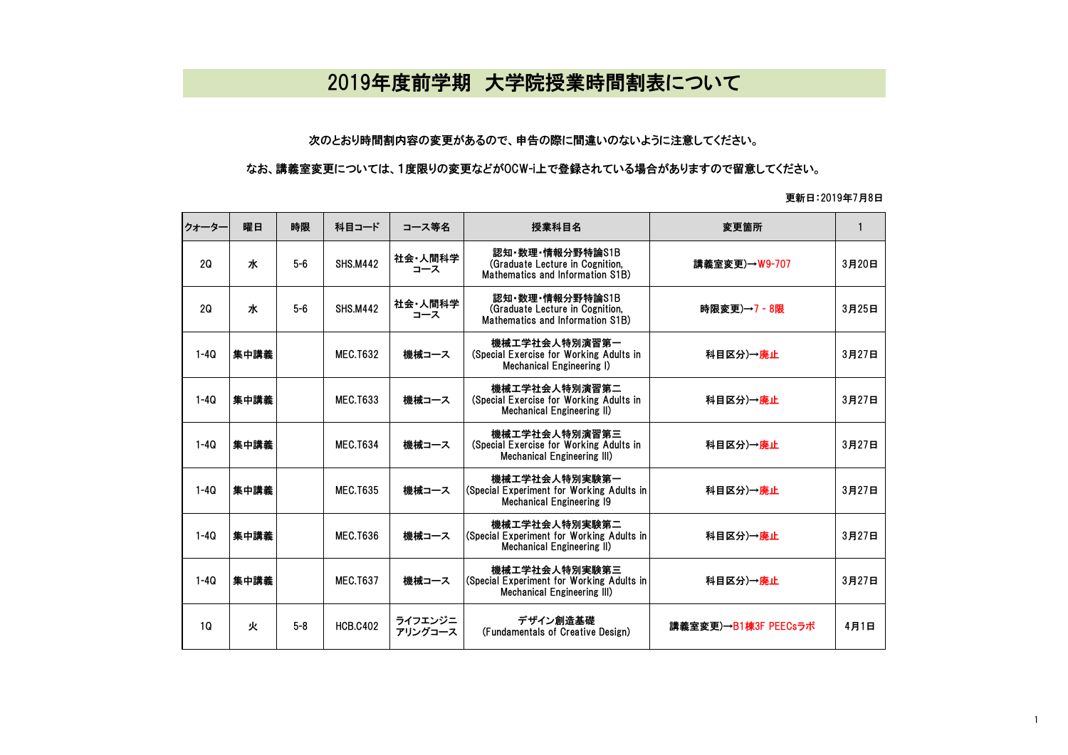# 2019年度前学期　大学院授業時間割表について

次のとおり時間割内容の変更があるので、申告の際に間違いのないように注意してください。

なお、講義室変更については、1度限りの変更などがOCW-i上で登録されている場合がありますので留意してください。

更新日：2019年7月8日

| クォーター | 曜日 | 時限 | 科目コード | コース等名 | 授業科目名 | 変更箇所 | 1 |
|---|---|---|---|---|---|---|---|
| 2Q | 水 | 5-6 | SHS.M442 | 社会・人間科学コース | 認知・数理・情報分野特論S1B (Graduate Lecture in Cognition, Mathematics and Information S1B) | 講義室変更)→W9-707 | 3月20日 |
| 2Q | 水 | 5-6 | SHS.M442 | 社会・人間科学コース | 認知・数理・情報分野特論S1B (Graduate Lecture in Cognition, Mathematics and Information S1B) | 時限変更)→7 - 8限 | 3月25日 |
| 1-4Q | 集中講義 | | MEC.T632 | 機械コース | 機械工学社会人特別演習第一 (Special Exercise for Working Adults in Mechanical Engineering I) | 科目区分)→廃止 | 3月27日 |
| 1-4Q | 集中講義 | | MEC.T633 | 機械コース | 機械工学社会人特別演習第二 (Special Exercise for Working Adults in Mechanical Engineering II) | 科目区分)→廃止 | 3月27日 |
| 1-4Q | 集中講義 | | MEC.T634 | 機械コース | 機械工学社会人特別演習第三 (Special Exercise for Working Adults in Mechanical Engineering III) | 科目区分)→廃止 | 3月27日 |
| 1-4Q | 集中講義 | | MEC.T635 | 機械コース | 機械工学社会人特別実験第一 (Special Experiment for Working Adults in Mechanical Engineering I9 | 科目区分)→廃止 | 3月27日 |
| 1-4Q | 集中講義 | | MEC.T636 | 機械コース | 機械工学社会人特別実験第二 (Special Experiment for Working Adults in Mechanical Engineering II) | 科目区分)→廃止 | 3月27日 |
| 1-4Q | 集中講義 | | MEC.T637 | 機械コース | 機械工学社会人特別実験第三 (Special Experiment for Working Adults in Mechanical Engineering III) | 科目区分)→廃止 | 3月27日 |
| 1Q | 火 | 5-8 | HCB.C402 | ライフエンジニアリングコース | デザイン創造基礎 (Fundamentals of Creative Design) | 講義室変更)→B1棟3F PEECsラボ | 4月1日 |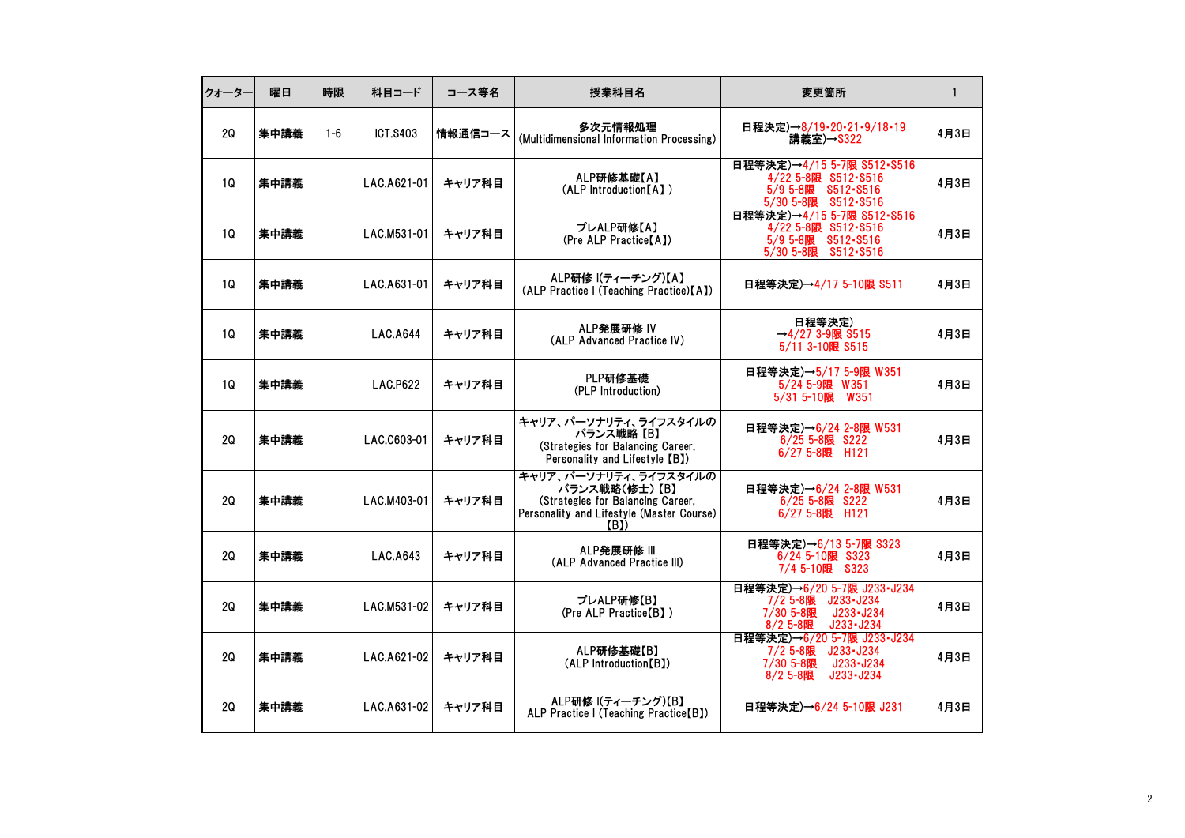| クォーター | 曜日 | 時限 | 科目コード | コース等名 | 授業科目名 | 変更箇所 | 1 |
|---|---|---|---|---|---|---|---|
| 2Q | 集中講義 | 1-6 | ICT.S403 | 情報通信コース | 多次元情報処理<br>(Multidimensional Information Processing) | 日程決定)→8/19･20･21･9/18･19<br>講義室)→S322 | 4月3日 |
| 1Q | 集中講義 | | LAC.A621-01 | キャリア科目 | ALP研修基礎【A】<br>(ALP Introduction【A】) | 日程等決定)→4/15 5-7限 S512･S516<br>4/22 5-8限 S512･S516<br>5/9 5-8限 S512･S516<br>5/30 5-8限 S512･S516 | 4月3日 |
| 1Q | 集中講義 | | LAC.M531-01 | キャリア科目 | プレALP研修【A】<br>(Pre ALP Practice【A】) | 日程等決定)→4/15 5-7限 S512･S516<br>4/22 5-8限 S512･S516<br>5/9 5-8限 S512･S516<br>5/30 5-8限 S512･S516 | 4月3日 |
| 1Q | 集中講義 | | LAC.A631-01 | キャリア科目 | ALP研修 I(ティーチング)【A】<br>(ALP Practice I (Teaching Practice)【A】) | 日程等決定)→4/17 5-10限 S511 | 4月3日 |
| 1Q | 集中講義 | | LAC.A644 | キャリア科目 | ALP発展研修 IV<br>(ALP Advanced Practice IV) | 日程等決定)<br>→4/27 3-9限 S515<br>5/11 3-10限 S515 | 4月3日 |
| 1Q | 集中講義 | | LAC.P622 | キャリア科目 | PLP研修基礎<br>(PLP Introduction) | 日程等決定)→5/17 5-9限 W351<br>5/24 5-9限 W351<br>5/31 5-10限 W351 | 4月3日 |
| 2Q | 集中講義 | | LAC.C603-01 | キャリア科目 | キャリア、パーソナリティ、ライフスタイルのバランス戦略【B】<br>(Strategies for Balancing Career, Personality and Lifestyle【B】) | 日程等決定)→6/24 2-8限 W531<br>6/25 5-8限 S222<br>6/27 5-8限 H121 | 4月3日 |
| 2Q | 集中講義 | | LAC.M403-01 | キャリア科目 | キャリア、パーソナリティ、ライフスタイルのバランス戦略(修士)【B】<br>(Strategies for Balancing Career, Personality and Lifestyle (Master Course)【B】) | 日程等決定)→6/24 2-8限 W531<br>6/25 5-8限 S222<br>6/27 5-8限 H121 | 4月3日 |
| 2Q | 集中講義 | | LAC.A643 | キャリア科目 | ALP発展研修 III<br>(ALP Advanced Practice III) | 日程等決定)→6/13 5-7限 S323<br>6/24 5-10限 S323<br>7/4 5-10限 S323 | 4月3日 |
| 2Q | 集中講義 | | LAC.M531-02 | キャリア科目 | プレALP研修【B】<br>(Pre ALP Practice【B】) | 日程等決定)→6/20 5-7限 J233･J234<br>7/2 5-8限 J233･J234<br>7/30 5-8限 J233･J234<br>8/2 5-8限 J233･J234 | 4月3日 |
| 2Q | 集中講義 | | LAC.A621-02 | キャリア科目 | ALP研修基礎【B】<br>(ALP Introduction【B】) | 日程等決定)→6/20 5-7限 J233･J234<br>7/2 5-8限 J233･J234<br>7/30 5-8限 J233･J234<br>8/2 5-8限 J233･J234 | 4月3日 |
| 2Q | 集中講義 | | LAC.A631-02 | キャリア科目 | ALP研修 I(ティーチング)【B】<br>ALP Practice I (Teaching Practice【B】) | 日程等決定)→6/24 5-10限 J231 | 4月3日 |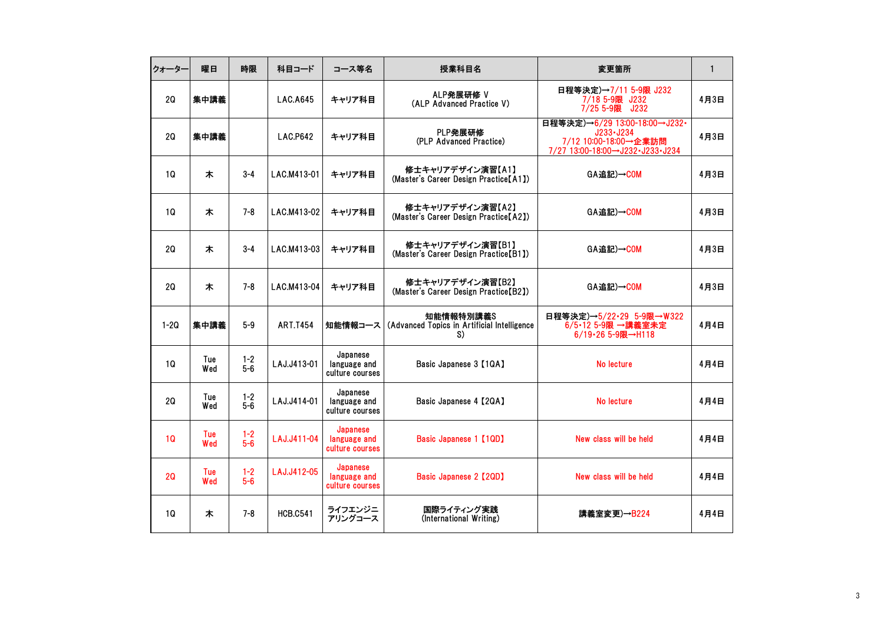| クォーター | 曜日 | 時限 | 科目コード | コース等名 | 授業科目名 | 変更箇所 | 1 |
|---|---|---|---|---|---|---|---|
| 2Q | 集中講義 | | LAC.A645 | キャリア科目 | ALP発展研修 V<br>(ALP Advanced Practice V) | 日程等決定)→7/11 5-9限 J232<br>7/18 5-9限 J232<br>7/25 5-9限 J232 | 4月3日 |
| 2Q | 集中講義 | | LAC.P642 | キャリア科目 | PLP発展研修<br>(PLP Advanced Practice) | 日程等決定)→6/29 13:00-18:00→J232・J233・J234<br>7/12 10:00-18:00→企業訪問<br>7/27 13:00-18:00→J232・J233・J234 | 4月3日 |
| 1Q | 木 | 3-4 | LAC.M413-01 | キャリア科目 | 修士キャリアデザイン演習【A1】<br>(Master's Career Design Practice【A1】) | GA追記)→COM | 4月3日 |
| 1Q | 木 | 7-8 | LAC.M413-02 | キャリア科目 | 修士キャリアデザイン演習【A2】<br>(Master's Career Design Practice【A2】) | GA追記)→COM | 4月3日 |
| 2Q | 木 | 3-4 | LAC.M413-03 | キャリア科目 | 修士キャリアデザイン演習【B1】<br>(Master's Career Design Practice【B1】) | GA追記)→COM | 4月3日 |
| 2Q | 木 | 7-8 | LAC.M413-04 | キャリア科目 | 修士キャリアデザイン演習【B2】<br>(Master's Career Design Practice【B2】) | GA追記)→COM | 4月3日 |
| 1-2Q | 集中講義 | 5-9 | ART.T454 | 知能情報コース | 知能情報特別講義S<br>(Advanced Topics in Artificial Intelligence S) | 日程等決定)→5/22・29 5-9限→W322<br>6/5・12 5-9限 →講義室未定<br>6/19・26 5-9限→H118 | 4月4日 |
| 1Q | Tue<br>Wed | 1-2<br>5-6 | LAJ.J413-01 | Japanese language and culture courses | Basic Japanese 3【1QA】 | No lecture | 4月4日 |
| 2Q | Tue<br>Wed | 1-2<br>5-6 | LAJ.J414-01 | Japanese language and culture courses | Basic Japanese 4【2QA】 | No lecture | 4月4日 |
| 1Q | Tue<br>Wed | 1-2<br>5-6 | LAJ.J411-04 | Japanese language and culture courses | Basic Japanese 1【1QD】 | New class will be held | 4月4日 |
| 2Q | Tue<br>Wed | 1-2<br>5-6 | LAJ.J412-05 | Japanese language and culture courses | Basic Japanese 2【2QD】 | New class will be held | 4月4日 |
| 1Q | 木 | 7-8 | HCB.C541 | ライフエンジニアリングコース | 国際ライティング実践<br>(International Writing) | 講義室変更)→B224 | 4月4日 |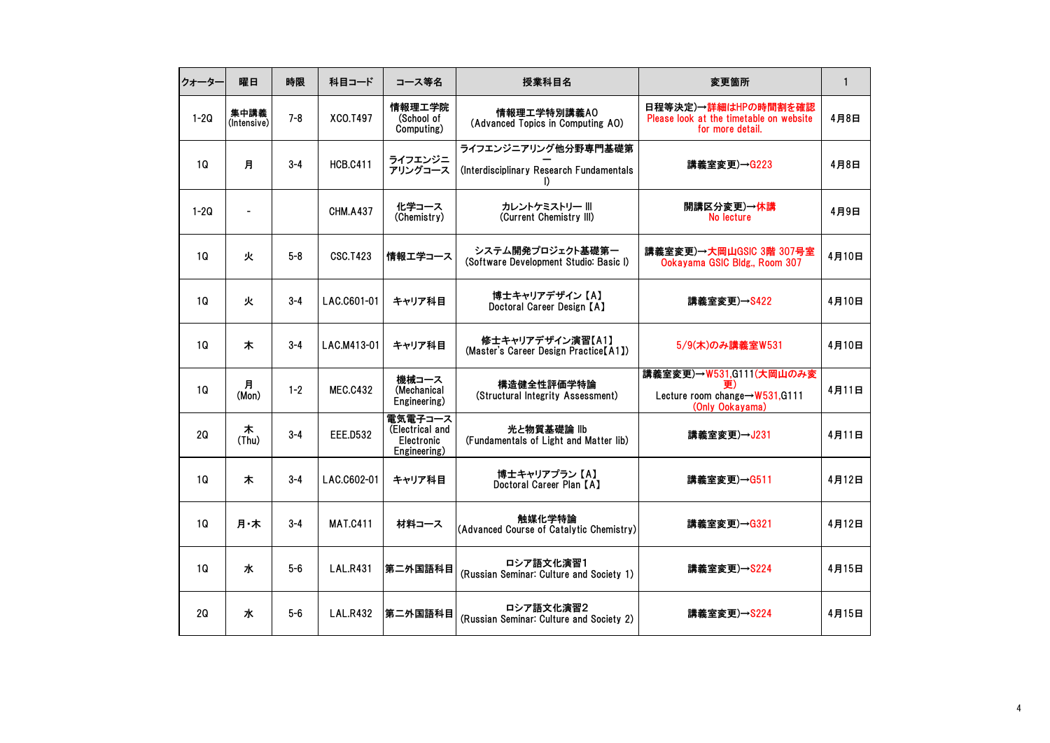| クォーター | 曜日 | 時限 | 科目コード | コース等名 | 授業科目名 | 変更箇所 | 1 |
|---|---|---|---|---|---|---|---|
| 1-2Q | 集中講義 (Intensive) | 7-8 | XCO.T497 | 情報理工学院 (School of Computing) | 情報理工学特別講義AO (Advanced Topics in Computing AO) | 日程等決定)→詳細はHPの時間割を確認 Please look at the timetable on website for more detail. | 4月8日 |
| 1Q | 月 | 3-4 | HCB.C411 | ライフエンジニアリングコース | ライフエンジニアリング他分野専門基礎第一 (Interdisciplinary Research Fundamentals I) | 講義室変更)→G223 | 4月8日 |
| 1-2Q | - | | CHM.A437 | 化学コース (Chemistry) | カレントケミストリー III (Current Chemistry III) | 開講区分変更)→休講 No lecture | 4月9日 |
| 1Q | 火 | 5-8 | CSC.T423 | 情報工学コース | システム開発プロジェクト基礎第一 (Software Development Studio: Basic I) | 講義室変更)→大岡山GSIC 3階 307号室 Ookayama GSIC Bldg., Room 307 | 4月10日 |
| 1Q | 火 | 3-4 | LAC.C601-01 | キャリア科目 | 博士キャリアデザイン【A】 Doctoral Career Design【A】 | 講義室変更)→S422 | 4月10日 |
| 1Q | 木 | 3-4 | LAC.M413-01 | キャリア科目 | 修士キャリアデザイン演習【A1】 (Master's Career Design Practice【A1】) | 5/9(木)のみ講義室W531 | 4月10日 |
| 1Q | 月 (Mon) | 1-2 | MEC.C432 | 機械コース (Mechanical Engineering) | 構造健全性評価学特論 (Structural Integrity Assessment) | 講義室変更)→W531,G111(大岡山のみ変更) Lecture room change→W531,G111 (Only Ookayama) | 4月11日 |
| 2Q | 木 (Thu) | 3-4 | EEE.D532 | 電気電子コース (Electrical and Electronic Engineering) | 光と物質基礎論 IIb (Fundamentals of Light and Matter IIb) | 講義室変更)→J231 | 4月11日 |
| 1Q | 木 | 3-4 | LAC.C602-01 | キャリア科目 | 博士キャリアプラン【A】 Doctoral Career Plan【A】 | 講義室変更)→G511 | 4月12日 |
| 1Q | 月・木 | 3-4 | MAT.C411 | 材料コース | 触媒化学特論 (Advanced Course of Catalytic Chemistry) | 講義室変更)→G321 | 4月12日 |
| 1Q | 水 | 5-6 | LAL.R431 | 第二外国語科目 | ロシア語文化演習1 (Russian Seminar: Culture and Society 1) | 講義室変更)→S224 | 4月15日 |
| 2Q | 水 | 5-6 | LAL.R432 | 第二外国語科目 | ロシア語文化演習2 (Russian Seminar: Culture and Society 2) | 講義室変更)→S224 | 4月15日 |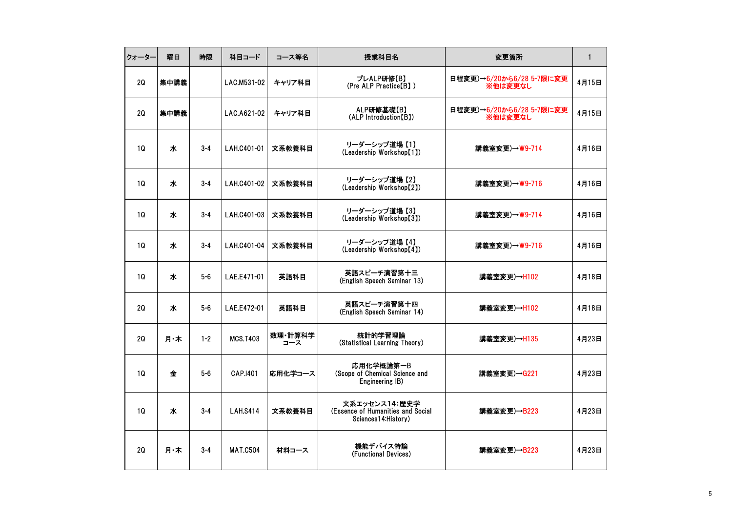| クォーター | 曜日 | 時限 | 科目コード | コース等名 | 授業科目名 | 変更箇所 | 1 |
|---|---|---|---|---|---|---|---|
| 2Q | 集中講義 | | LAC.M531-02 | キャリア科目 | プレALP研修【B】<br>(Pre ALP Practice【B】) | 日程変更)→6/20から6/28 5-7限に変更<br>※他は変更なし | 4月15日 |
| 2Q | 集中講義 | | LAC.A621-02 | キャリア科目 | ALP研修基礎【B】<br>(ALP Introduction【B】) | 日程変更)→6/20から6/28 5-7限に変更<br>※他は変更なし | 4月15日 |
| 1Q | 水 | 3-4 | LAH.C401-01 | 文系教養科目 | リーダーシップ道場【1】<br>(Leadership Workshop【1】) | 講義室変更)→W9-714 | 4月16日 |
| 1Q | 水 | 3-4 | LAH.C401-02 | 文系教養科目 | リーダーシップ道場【2】<br>(Leadership Workshop【2】) | 講義室変更)→W9-716 | 4月16日 |
| 1Q | 水 | 3-4 | LAH.C401-03 | 文系教養科目 | リーダーシップ道場【3】<br>(Leadership Workshop【3】) | 講義室変更)→W9-714 | 4月16日 |
| 1Q | 水 | 3-4 | LAH.C401-04 | 文系教養科目 | リーダーシップ道場【4】<br>(Leadership Workshop【4】) | 講義室変更)→W9-716 | 4月16日 |
| 1Q | 水 | 5-6 | LAE.E471-01 | 英語科目 | 英語スピーチ演習第十三<br>(English Speech Seminar 13) | 講義室変更)→H102 | 4月18日 |
| 2Q | 水 | 5-6 | LAE.E472-01 | 英語科目 | 英語スピーチ演習第十四<br>(English Speech Seminar 14) | 講義室変更)→H102 | 4月18日 |
| 2Q | 月・木 | 1-2 | MCS.T403 | 数理・計算科学コース | 統計的学習理論<br>(Statistical Learning Theory) | 講義室変更)→H135 | 4月23日 |
| 1Q | 金 | 5-6 | CAP.I401 | 応用化学コース | 応用化学概論第一B<br>(Scope of Chemical Science and Engineering IB) | 講義室変更)→G221 | 4月23日 |
| 1Q | 水 | 3-4 | LAH.S414 | 文系教養科目 | 文系エッセンス14:歴史学<br>(Essence of Humanities and Social Sciences14:History) | 講義室変更)→B223 | 4月23日 |
| 2Q | 月・木 | 3-4 | MAT.C504 | 材料コース | 機能デバイス特論<br>(Functional Devices) | 講義室変更)→B223 | 4月23日 |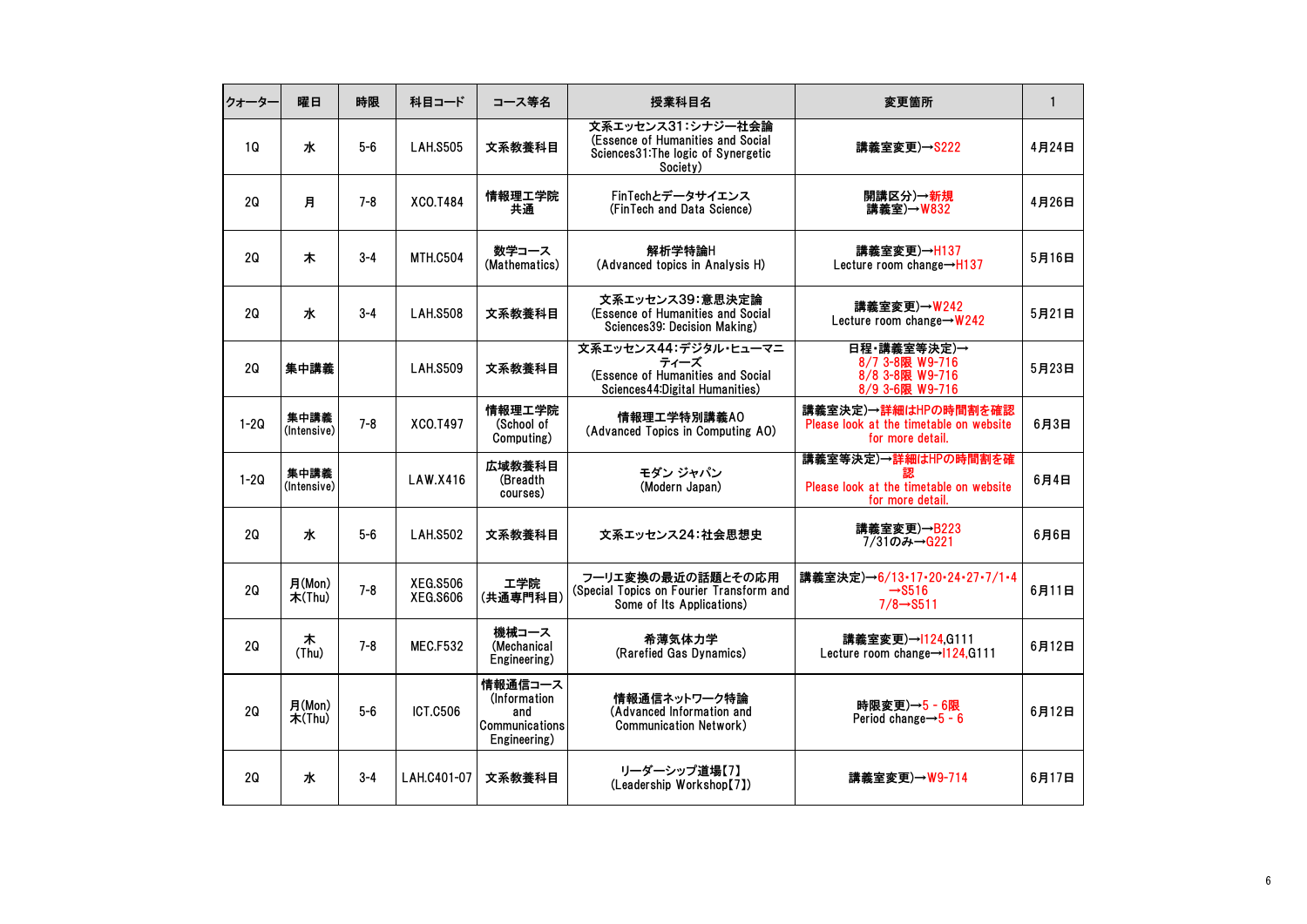| クォーター | 曜日 | 時限 | 科目コード | コース等名 | 授業科目名 | 変更箇所 | 1 |
|---|---|---|---|---|---|---|---|
| 1Q | 水 | 5-6 | LAH.S505 | 文系教養科目 | 文系エッセンス31：シナジー社会論 (Essence of Humanities and Social Sciences31:The logic of Synergetic Society) | 講義室変更)→S222 | 4月24日 |
| 2Q | 月 | 7-8 | XCO.T484 | 情報理工学院共通 | FinTechとデータサイエンス (FinTech and Data Science) | 開講区分)→新規 講義室)→W832 | 4月26日 |
| 2Q | 木 | 3-4 | MTH.C504 | 数学コース (Mathematics) | 解析学特論H (Advanced topics in Analysis H) | 講義室変更)→H137 Lecture room change→H137 | 5月16日 |
| 2Q | 水 | 3-4 | LAH.S508 | 文系教養科目 | 文系エッセンス39：意思決定論 (Essence of Humanities and Social Sciences39: Decision Making) | 講義室変更)→W242 Lecture room change→W242 | 5月21日 |
| 2Q | 集中講義 | | LAH.S509 | 文系教養科目 | 文系エッセンス44：デジタル・ヒューマニティーズ (Essence of Humanities and Social Sciences44:Digital Humanities) | 日程・講義室等決定)→ 8/7 3-8限 W9-716 8/8 3-8限 W9-716 8/9 3-6限 W9-716 | 5月23日 |
| 1-2Q | 集中講義 (Intensive) | 7-8 | XCO.T497 | 情報理工学院 (School of Computing) | 情報理工学特別講義AO (Advanced Topics in Computing AO) | 講義室決定)→詳細はHPの時間割を確認 Please look at the timetable on website for more detail. | 6月3日 |
| 1-2Q | 集中講義 (Intensive) | | LAW.X416 | 広域教養科目 (Breadth courses) | モダン ジャパン (Modern Japan) | 講義室等決定)→詳細はHPの時間割を確認 Please look at the timetable on website for more detail. | 6月4日 |
| 2Q | 水 | 5-6 | LAH.S502 | 文系教養科目 | 文系エッセンス24：社会思想史 | 講義室変更)→B223 7/31のみ→G221 | 6月6日 |
| 2Q | 月(Mon) 木(Thu) | 7-8 | XEG.S506 XEG.S606 | 工学院 (共通専門科目) | フーリエ変換の最近の話題とその応用 (Special Topics on Fourier Transform and Some of Its Applications) | 講義室決定)→6/13・17・20・24・27・7/1・4→S516 7/8→S511 | 6月11日 |
| 2Q | 木 (Thu) | 7-8 | MEC.F532 | 機械コース (Mechanical Engineering) | 希薄気体力学 (Rarefied Gas Dynamics) | 講義室変更)→I124,G111 Lecture room change→I124,G111 | 6月12日 |
| 2Q | 月(Mon) 木(Thu) | 5-6 | ICT.C506 | 情報通信コース (Information and Communications Engineering) | 情報通信ネットワーク特論 (Advanced Information and Communication Network) | 時限変更)→5 - 6限 Period change→5 - 6 | 6月12日 |
| 2Q | 水 | 3-4 | LAH.C401-07 | 文系教養科目 | リーダーシップ道場【7】 (Leadership Workshop【7】) | 講義室変更)→W9-714 | 6月17日 |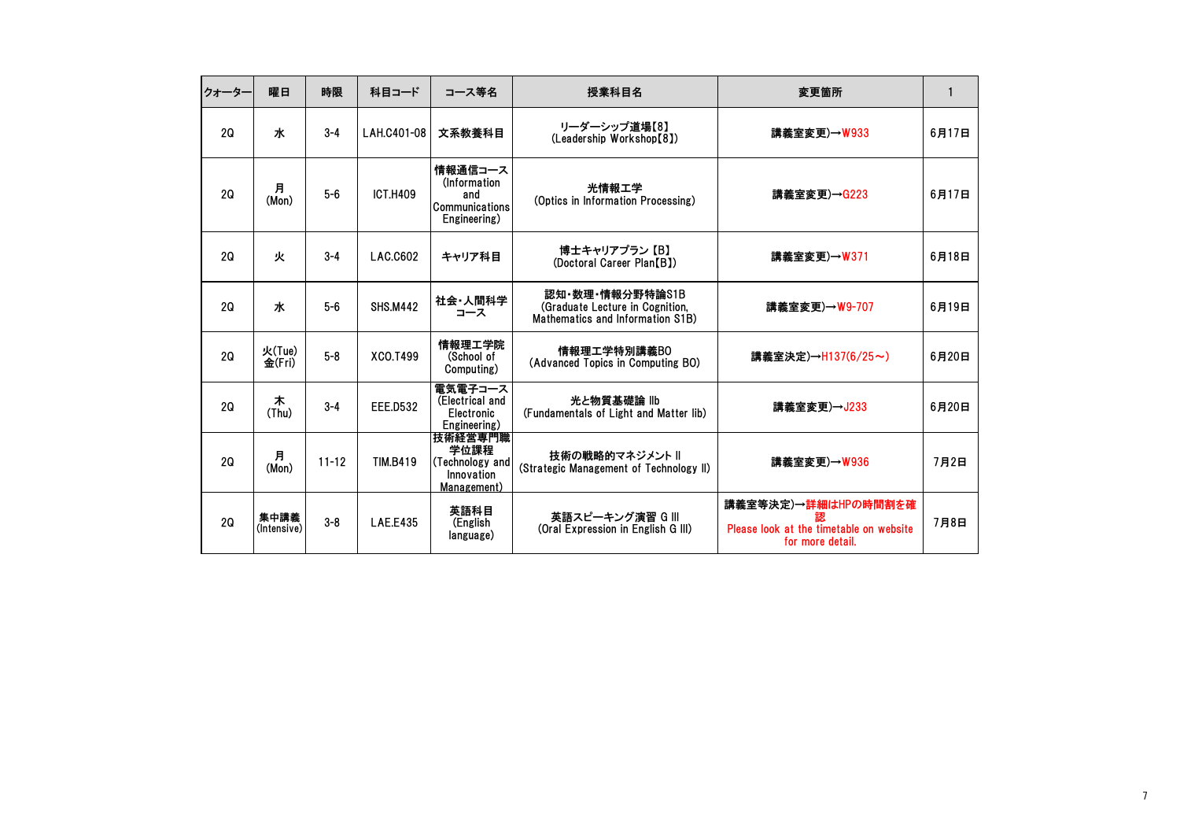| クォーター | 曜日 | 時限 | 科目コード | コース等名 | 授業科目名 | 変更箇所 | 1 |
|---|---|---|---|---|---|---|---|
| 2Q | 水 | 3-4 | LAH.C401-08 | 文系教養科目 | リーダーシップ道場【8】 (Leadership Workshop【8】) | 講義室変更)→W933 | 6月17日 |
| 2Q | 月 (Mon) | 5-6 | ICT.H409 | 情報通信コース (Information and Communications Engineering) | 光情報工学 (Optics in Information Processing) | 講義室変更)→G223 | 6月17日 |
| 2Q | 火 | 3-4 | LAC.C602 | キャリア科目 | 博士キャリアプラン【B】 (Doctoral Career Plan【B】) | 講義室変更)→W371 | 6月18日 |
| 2Q | 水 | 5-6 | SHS.M442 | 社会・人間科学コース | 認知・数理・情報分野特論S1B (Graduate Lecture in Cognition, Mathematics and Information S1B) | 講義室変更)→W9-707 | 6月19日 |
| 2Q | 火(Tue) 金(Fri) | 5-8 | XCO.T499 | 情報理工学院 (School of Computing) | 情報理工学特別講義BO (Advanced Topics in Computing BO) | 講義室決定)→H137(6/25～) | 6月20日 |
| 2Q | 木 (Thu) | 3-4 | EEE.D532 | 電気電子コース (Electrical and Electronic Engineering) | 光と物質基礎論 IIb (Fundamentals of Light and Matter IIb) | 講義室変更)→J233 | 6月20日 |
| 2Q | 月 (Mon) | 11-12 | TIM.B419 | 技術経営専門職学位課程 (Technology and Innovation Management) | 技術の戦略的マネジメント II (Strategic Management of Technology II) | 講義室変更)→W936 | 7月2日 |
| 2Q | 集中講義 (Intensive) | 3-8 | LAE.E435 | 英語科目 (English language) | 英語スピーキング演習 G III (Oral Expression in English G III) | 講義室等決定)→詳細はHPの時間割を確認 Please look at the timetable on website for more detail. | 7月8日 |